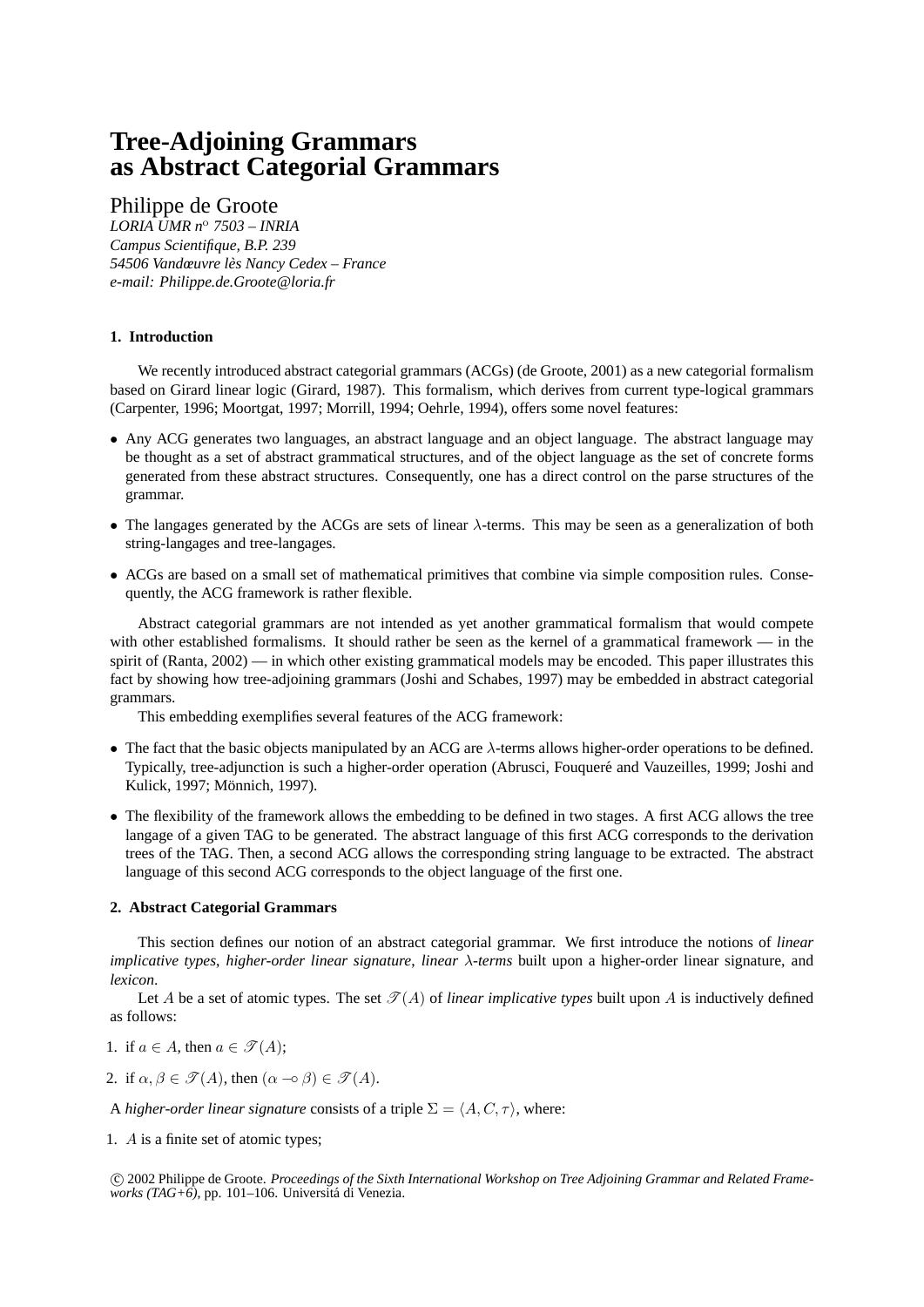# Tree-Adjoining Grammars as Abstract Categorial Grammars

Philippe de Groote

*LORIA UMR n° 7503 – INRIA*
*Campus Scientifique, B.P. 239*
*54506 Vandœuvre lès Nancy Cedex – France*
*e-mail: Philippe.de.Groote@loria.fr*

## 1. Introduction

We recently introduced abstract categorial grammars (ACGs) (de Groote, 2001) as a new categorial formalism based on Girard linear logic (Girard, 1987). This formalism, which derives from current type-logical grammars (Carpenter, 1996; Moortgat, 1997; Morrill, 1994; Oehrle, 1994), offers some novel features:

- Any ACG generates two languages, an abstract language and an object language. The abstract language may be thought as a set of abstract grammatical structures, and of the object language as the set of concrete forms generated from these abstract structures. Consequently, one has a direct control on the parse structures of the grammar.
- The langages generated by the ACGs are sets of linear $\lambda$-terms. This may be seen as a generalization of both string-langages and tree-langages.
- ACGs are based on a small set of mathematical primitives that combine via simple composition rules. Consequently, the ACG framework is rather flexible.

Abstract categorial grammars are not intended as yet another grammatical formalism that would compete with other established formalisms. It should rather be seen as the kernel of a grammatical framework — in the spirit of (Ranta, 2002) — in which other existing grammatical models may be encoded. This paper illustrates this fact by showing how tree-adjoining grammars (Joshi and Schabes, 1997) may be embedded in abstract categorial grammars.

This embedding exemplifies several features of the ACG framework:

- The fact that the basic objects manipulated by an ACG are $\lambda$-terms allows higher-order operations to be defined. Typically, tree-adjunction is such a higher-order operation (Abrusci, Fouqueré and Vauzeilles, 1999; Joshi and Kulick, 1997; Mönnich, 1997).
- The flexibility of the framework allows the embedding to be defined in two stages. A first ACG allows the tree langage of a given TAG to be generated. The abstract language of this first ACG corresponds to the derivation trees of the TAG. Then, a second ACG allows the corresponding string language to be extracted. The abstract language of this second ACG corresponds to the object language of the first one.

## 2. Abstract Categorial Grammars

This section defines our notion of an abstract categorial grammar. We first introduce the notions of *linear implicative types*, *higher-order linear signature*, *linear $\lambda$-terms* built upon a higher-order linear signature, and *lexicon*.

Let $A$ be a set of atomic types. The set $\mathscr{T}(A)$ of *linear implicative types* built upon $A$ is inductively defined as follows:

1. if $a \in A$, then $a \in \mathscr{T}(A)$;
2. if $\alpha, \beta \in \mathscr{T}(A)$, then $(\alpha \multimap \beta) \in \mathscr{T}(A)$.

A *higher-order linear signature* consists of a triple $\Sigma = \langle A, C, \tau \rangle$, where:

1. $A$ is a finite set of atomic types;

© 2002 Philippe de Groote. *Proceedings of the Sixth International Workshop on Tree Adjoining Grammar and Related Frameworks (TAG+6)*, pp. 101–106. Universitá di Venezia.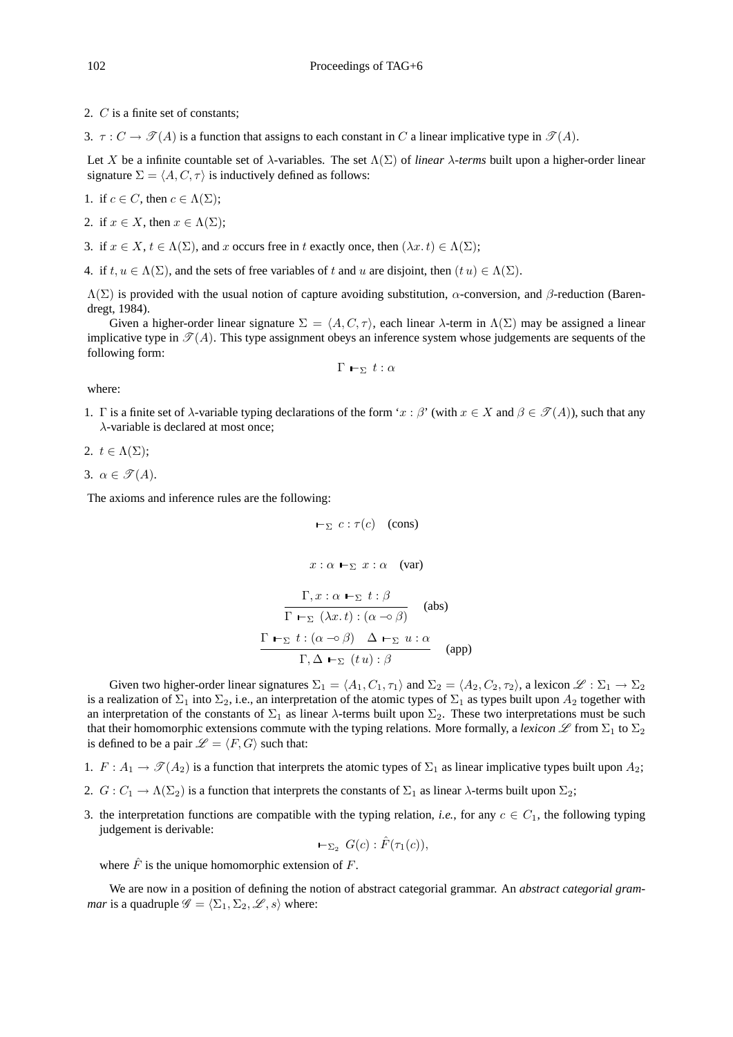2. $C$ is a finite set of constants;

3. $\tau : C \rightarrow \mathscr{T}(A)$ is a function that assigns to each constant in $C$ a linear implicative type in $\mathscr{T}(A)$.

Let $X$ be a infinite countable set of $\lambda$-variables. The set $\Lambda(\Sigma)$ of *linear $\lambda$-terms* built upon a higher-order linear signature $\Sigma = \langle A, C, \tau \rangle$ is inductively defined as follows:

1. if $c \in C$, then $c \in \Lambda(\Sigma)$;
2. if $x \in X$, then $x \in \Lambda(\Sigma)$;
3. if $x \in X$, $t \in \Lambda(\Sigma)$, and $x$ occurs free in $t$ exactly once, then $(\lambda x.\, t) \in \Lambda(\Sigma)$;
4. if $t, u \in \Lambda(\Sigma)$, and the sets of free variables of $t$ and $u$ are disjoint, then $(t\, u) \in \Lambda(\Sigma)$.

$\Lambda(\Sigma)$ is provided with the usual notion of capture avoiding substitution, $\alpha$-conversion, and $\beta$-reduction (Barendregt, 1984).

Given a higher-order linear signature $\Sigma = \langle A, C, \tau \rangle$, each linear $\lambda$-term in $\Lambda(\Sigma)$ may be assigned a linear implicative type in $\mathscr{T}(A)$. This type assignment obeys an inference system whose judgements are sequents of the following form:

$$\Gamma \vdash_{\Sigma} t : \alpha$$

where:

1. $\Gamma$ is a finite set of $\lambda$-variable typing declarations of the form '$x : \beta$' (with $x \in X$ and $\beta \in \mathscr{T}(A)$), such that any $\lambda$-variable is declared at most once;
2. $t \in \Lambda(\Sigma)$;
3. $\alpha \in \mathscr{T}(A)$.

The axioms and inference rules are the following:

$$\vdash_{\Sigma} c : \tau(c) \quad \text{(cons)}$$

$$x : \alpha \vdash_{\Sigma} x : \alpha \quad \text{(var)}$$

$$\frac{\Gamma, x : \alpha \vdash_{\Sigma} t : \beta}{\Gamma \vdash_{\Sigma} (\lambda x.\, t) : (\alpha \multimap \beta)} \quad \text{(abs)}$$

$$\frac{\Gamma \vdash_{\Sigma} t : (\alpha \multimap \beta) \quad \Delta \vdash_{\Sigma} u : \alpha}{\Gamma, \Delta \vdash_{\Sigma} (t\, u) : \beta} \quad \text{(app)}$$

Given two higher-order linear signatures $\Sigma_1 = \langle A_1, C_1, \tau_1 \rangle$ and $\Sigma_2 = \langle A_2, C_2, \tau_2 \rangle$, a lexicon $\mathscr{L} : \Sigma_1 \rightarrow \Sigma_2$ is a realization of $\Sigma_1$ into $\Sigma_2$, i.e., an interpretation of the atomic types of $\Sigma_1$ as types built upon $A_2$ together with an interpretation of the constants of $\Sigma_1$ as linear $\lambda$-terms built upon $\Sigma_2$. These two interpretations must be such that their homomorphic extensions commute with the typing relations. More formally, a *lexicon* $\mathscr{L}$ from $\Sigma_1$ to $\Sigma_2$ is defined to be a pair $\mathscr{L} = \langle F, G \rangle$ such that:

1. $F : A_1 \rightarrow \mathscr{T}(A_2)$ is a function that interprets the atomic types of $\Sigma_1$ as linear implicative types built upon $A_2$;
2. $G : C_1 \rightarrow \Lambda(\Sigma_2)$ is a function that interprets the constants of $\Sigma_1$ as linear $\lambda$-terms built upon $\Sigma_2$;
3. the interpretation functions are compatible with the typing relation, *i.e.*, for any $c \in C_1$, the following typing judgement is derivable:

$$\vdash_{\Sigma_2} G(c) : \hat{F}(\tau_1(c)),$$

where $\hat{F}$ is the unique homomorphic extension of $F$.

We are now in a position of defining the notion of abstract categorial grammar. An *abstract categorial grammar* is a quadruple $\mathscr{G} = \langle \Sigma_1, \Sigma_2, \mathscr{L}, s \rangle$ where: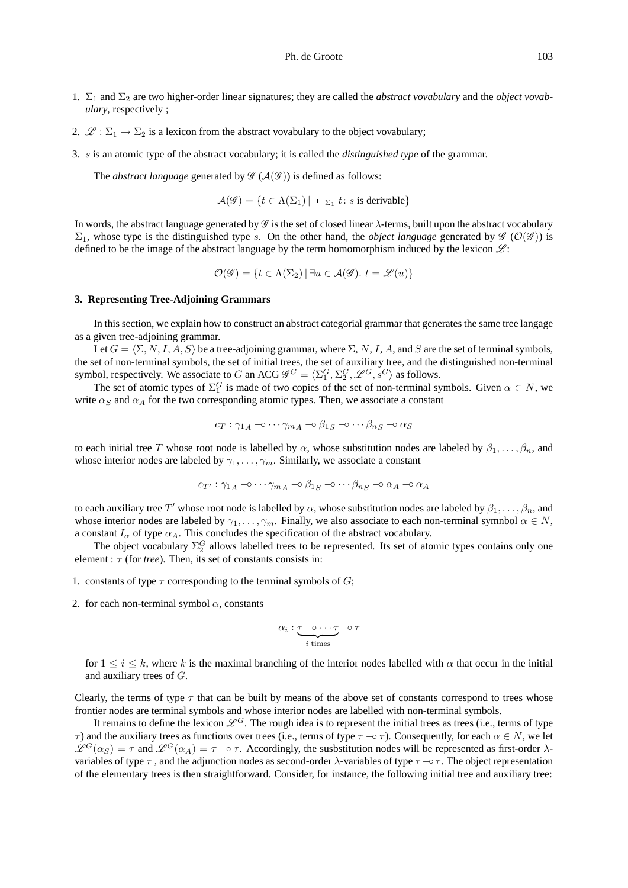1. $\Sigma_1$ and $\Sigma_2$ are two higher-order linear signatures; they are called the *abstract vovabulary* and the *object vovabulary*, respectively ;
2. $\mathscr{L} : \Sigma_1 \to \Sigma_2$ is a lexicon from the abstract vovabulary to the object vovabulary;
3. $s$ is an atomic type of the abstract vocabulary; it is called the *distinguished type* of the grammar.

The *abstract language* generated by $\mathscr{G}$ ($\mathcal{A}(\mathscr{G})$) is defined as follows:

$$\mathcal{A}(\mathscr{G}) = \{t \in \Lambda(\Sigma_1) \mid \ \vdash_{\Sigma_1} t\colon s \text{ is derivable}\}$$

In words, the abstract language generated by $\mathscr{G}$ is the set of closed linear $\lambda$-terms, built upon the abstract vocabulary $\Sigma_1$, whose type is the distinguished type $s$. On the other hand, the *object language* generated by $\mathscr{G}$ ($\mathcal{O}(\mathscr{G})$) is defined to be the image of the abstract language by the term homomorphism induced by the lexicon $\mathscr{L}$:

$$\mathcal{O}(\mathscr{G}) = \{t \in \Lambda(\Sigma_2) \mid \exists u \in \mathcal{A}(\mathscr{G}).\ t = \mathscr{L}(u)\}$$

### 3. Representing Tree-Adjoining Grammars

In this section, we explain how to construct an abstract categorial grammar that generates the same tree langage as a given tree-adjoining grammar.

Let $G = \langle \Sigma, N, I, A, S\rangle$ be a tree-adjoining grammar, where $\Sigma$, $N$, $I$, $A$, and $S$ are the set of terminal symbols, the set of non-terminal symbols, the set of initial trees, the set of auxiliary tree, and the distinguished non-terminal symbol, respectively. We associate to $G$ an ACG $\mathscr{G}^G = \langle \Sigma_1^G, \Sigma_2^G, \mathscr{L}^G, s^G\rangle$ as follows.

The set of atomic types of $\Sigma_1^G$ is made of two copies of the set of non-terminal symbols. Given $\alpha \in N$, we write $\alpha_S$ and $\alpha_A$ for the two corresponding atomic types. Then, we associate a constant

$$c_T : {\gamma_1}_A \multimap \cdots {\gamma_m}_A \multimap {\beta_1}_S \multimap \cdots {\beta_n}_S \multimap \alpha_S$$

to each initial tree $T$ whose root node is labelled by $\alpha$, whose substitution nodes are labeled by $\beta_1, \ldots, \beta_n$, and whose interior nodes are labeled by $\gamma_1, \ldots, \gamma_m$. Similarly, we associate a constant

$$c_{T'} : {\gamma_1}_A \multimap \cdots {\gamma_m}_A \multimap {\beta_1}_S \multimap \cdots {\beta_n}_S \multimap \alpha_A \multimap \alpha_A$$

to each auxiliary tree $T'$ whose root node is labelled by $\alpha$, whose substitution nodes are labeled by $\beta_1, \ldots, \beta_n$, and whose interior nodes are labeled by $\gamma_1, \ldots, \gamma_m$. Finally, we also associate to each non-terminal symnbol $\alpha \in N$, a constant $I_\alpha$ of type $\alpha_A$. This concludes the specification of the abstract vocabulary.

The object vocabulary $\Sigma_2^G$ allows labelled trees to be represented. Its set of atomic types contains only one element : $\tau$ (for *tree*). Then, its set of constants consists in:

1. constants of type $\tau$ corresponding to the terminal symbols of $G$;
2. for each non-terminal symbol $\alpha$, constants

$$\alpha_i : \underbrace{\tau \multimap \cdots \tau}_{i \text{ times}} \multimap \tau$$

for $1 \leq i \leq k$, where $k$ is the maximal branching of the interior nodes labelled with $\alpha$ that occur in the initial and auxiliary trees of $G$.

Clearly, the terms of type $\tau$ that can be built by means of the above set of constants correspond to trees whose frontier nodes are terminal symbols and whose interior nodes are labelled with non-terminal symbols.

It remains to define the lexicon $\mathscr{L}^G$. The rough idea is to represent the initial trees as trees (i.e., terms of type $\tau$) and the auxiliary trees as functions over trees (i.e., terms of type $\tau \multimap \tau$). Consequently, for each $\alpha \in N$, we let $\mathscr{L}^G(\alpha_S) = \tau$ and $\mathscr{L}^G(\alpha_A) = \tau \multimap \tau$. Accordingly, the susbstitution nodes will be represented as first-order $\lambda$-variables of type $\tau$, and the adjunction nodes as second-order $\lambda$-variables of type $\tau \multimap \tau$. The object representation of the elementary trees is then straightforward. Consider, for instance, the following initial tree and auxiliary tree: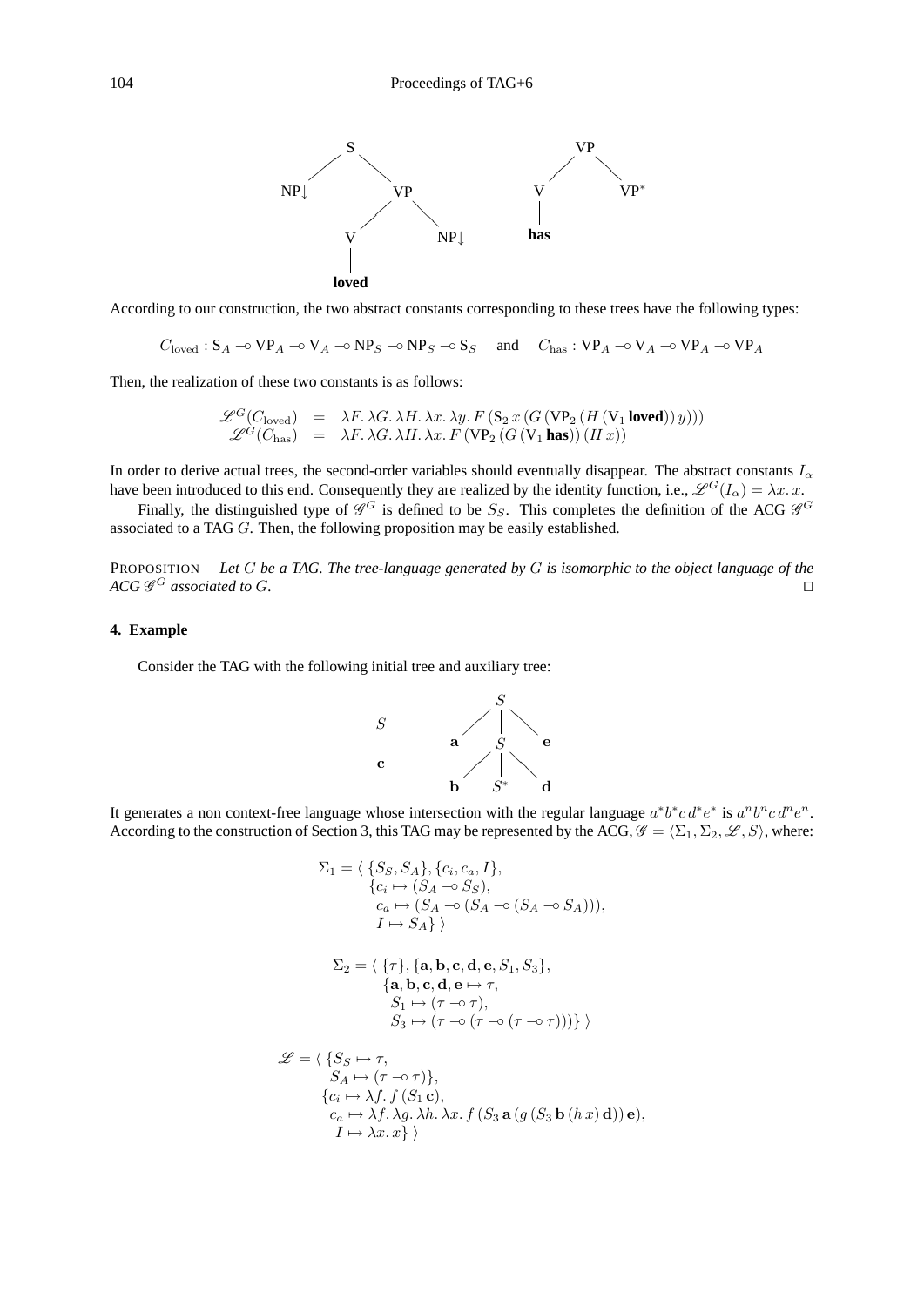According to our construction, the two abstract constants corresponding to these trees have the following types:

$$C_{\text{loved}} : \mathrm{S}_A \multimap \mathrm{VP}_A \multimap \mathrm{V}_A \multimap \mathrm{NP}_S \multimap \mathrm{NP}_S \multimap \mathrm{S}_S \quad \text{and} \quad C_{\text{has}} : \mathrm{VP}_A \multimap \mathrm{V}_A \multimap \mathrm{VP}_A \multimap \mathrm{VP}_A$$

Then, the realization of these two constants is as follows:

$$\begin{aligned}
\mathscr{L}^G(C_{\text{loved}}) &= \lambda F.\, \lambda G.\, \lambda H.\, \lambda x.\, \lambda y.\, F\,(\mathrm{S}_2\, x\,(G\,(\mathrm{VP}_2\,(H\,(\mathrm{V}_1\,\textbf{loved}))\,y))) \\
\mathscr{L}^G(C_{\text{has}}) &= \lambda F.\, \lambda G.\, \lambda H.\, \lambda x.\, F\,(\mathrm{VP}_2\,(G\,(\mathrm{V}_1\,\textbf{has}))\,(H\,x))
\end{aligned}$$

In order to derive actual trees, the second-order variables should eventually disappear. The abstract constants $I_\alpha$ have been introduced to this end. Consequently they are realized by the identity function, i.e., $\mathscr{L}^G(I_\alpha) = \lambda x.\, x$.

Finally, the distinguished type of $\mathscr{G}^G$ is defined to be $S_S$. This completes the definition of the ACG $\mathscr{G}^G$ associated to a TAG $G$. Then, the following proposition may be easily established.

PROPOSITION *Let $G$ be a TAG. The tree-language generated by $G$ is isomorphic to the object language of the ACG $\mathscr{G}^G$ associated to $G$.* □

## 4. Example

Consider the TAG with the following initial tree and auxiliary tree:

It generates a non context-free language whose intersection with the regular language $a^*b^*c\,d^*e^*$ is $a^nb^nc\,d^ne^n$. According to the construction of Section 3, this TAG may be represented by the ACG, $\mathscr{G} = \langle \Sigma_1, \Sigma_2, \mathscr{L}, S\rangle$, where:

$$\begin{aligned}
\Sigma_1 = \langle\ & \{S_S, S_A\}, \{c_i, c_a, I\}, \\
& \{c_i \mapsto (S_A \multimap S_S), \\
& \ \ c_a \mapsto (S_A \multimap (S_A \multimap (S_A \multimap S_A))), \\
& \ \ I \mapsto S_A\}\ \rangle
\end{aligned}$$

$$\begin{aligned}
\Sigma_2 = \langle\ & \{\tau\}, \{\mathbf{a}, \mathbf{b}, \mathbf{c}, \mathbf{d}, \mathbf{e}, S_1, S_3\}, \\
& \{\mathbf{a}, \mathbf{b}, \mathbf{c}, \mathbf{d}, \mathbf{e} \mapsto \tau, \\
& \ \ S_1 \mapsto (\tau \multimap \tau), \\
& \ \ S_3 \mapsto (\tau \multimap (\tau \multimap (\tau \multimap \tau)))\}\ \rangle
\end{aligned}$$

$$\begin{aligned}
\mathscr{L} = \langle\ & \{S_S \mapsto \tau, \\
& \ \ S_A \mapsto (\tau \multimap \tau)\}, \\
& \{c_i \mapsto \lambda f.\, f\,(S_1\,\mathbf{c}), \\
& \ \ c_a \mapsto \lambda f.\, \lambda g.\, \lambda h.\, \lambda x.\, f\,(S_3\,\mathbf{a}\,(g\,(S_3\,\mathbf{b}\,(h\,x)\,\mathbf{d}))\,\mathbf{e}), \\
& \ \ I \mapsto \lambda x.\, x\}\ \rangle
\end{aligned}$$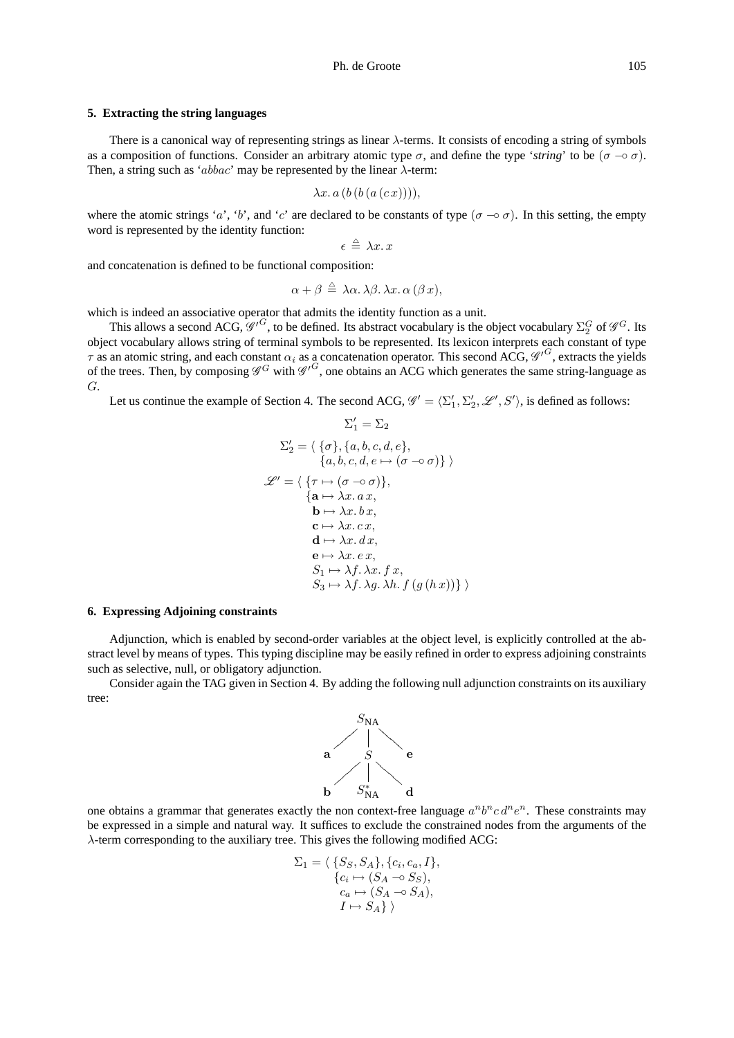## 5. Extracting the string languages

There is a canonical way of representing strings as linear $\lambda$-terms. It consists of encoding a string of symbols as a composition of functions. Consider an arbitrary atomic type $\sigma$, and define the type '*string*' to be $(\sigma \multimap \sigma)$. Then, a string such as '$abbac$' may be represented by the linear $\lambda$-term:

$$\lambda x.\, a\,(b\,(b\,(a\,(c\,x)))),$$

where the atomic strings '$a$', '$b$', and '$c$' are declared to be constants of type $(\sigma \multimap \sigma)$. In this setting, the empty word is represented by the identity function:

$$\epsilon \triangleq \lambda x.\, x$$

and concatenation is defined to be functional composition:

$$\alpha + \beta \triangleq \lambda\alpha.\, \lambda\beta.\, \lambda x.\, \alpha\,(\beta\, x),$$

which is indeed an associative operator that admits the identity function as a unit.

This allows a second ACG, $\mathscr{G}'^G$, to be defined. Its abstract vocabulary is the object vocabulary $\Sigma_2^G$ of $\mathscr{G}^G$. Its object vocabulary allows string of terminal symbols to be represented. Its lexicon interprets each constant of type $\tau$ as an atomic string, and each constant $\alpha_i$ as a concatenation operator. This second ACG, $\mathscr{G}'^G$, extracts the yields of the trees. Then, by composing $\mathscr{G}^G$ with $\mathscr{G}'^G$, one obtains an ACG which generates the same string-language as $G$.

Let us continue the example of Section 4. The second ACG, $\mathscr{G}' = \langle \Sigma_1', \Sigma_2', \mathscr{L}', S' \rangle$, is defined as follows:

$$\Sigma_1' = \Sigma_2$$

$$\begin{aligned}
\Sigma_2' = \langle\ & \{\sigma\}, \{a, b, c, d, e\}, \\
& \{a, b, c, d, e \mapsto (\sigma \multimap \sigma)\}\ \rangle
\end{aligned}$$

$$\begin{aligned}
\mathscr{L}' = \langle\ & \{\tau \mapsto (\sigma \multimap \sigma)\}, \\
& \{\mathbf{a} \mapsto \lambda x.\, a\, x, \\
& \ \ \mathbf{b} \mapsto \lambda x.\, b\, x, \\
& \ \ \mathbf{c} \mapsto \lambda x.\, c\, x, \\
& \ \ \mathbf{d} \mapsto \lambda x.\, d\, x, \\
& \ \ \mathbf{e} \mapsto \lambda x.\, e\, x, \\
& \ \ S_1 \mapsto \lambda f.\, \lambda x.\, f\, x, \\
& \ \ S_3 \mapsto \lambda f.\, \lambda g.\, \lambda h.\, f\,(g\,(h\, x))\}\ \rangle
\end{aligned}$$

## 6. Expressing Adjoining constraints

Adjunction, which is enabled by second-order variables at the object level, is explicitly controlled at the abstract level by means of types. This typing discipline may be easily refined in order to express adjoining constraints such as selective, null, or obligatory adjunction.

Consider again the TAG given in Section 4. By adding the following null adjunction constraints on its auxiliary tree:

$$S_{\mathrm{NA}}(\mathbf{a},\ S(\mathbf{b},\ S^*_{\mathrm{NA}},\ \mathbf{d}),\ \mathbf{e})$$

one obtains a grammar that generates exactly the non context-free language $a^n b^n c\, d^n e^n$. These constraints may be expressed in a simple and natural way. It suffices to exclude the constrained nodes from the arguments of the $\lambda$-term corresponding to the auxiliary tree. This gives the following modified ACG:

$$\begin{aligned}
\Sigma_1 = \langle\ & \{S_S, S_A\}, \{c_i, c_a, I\}, \\
& \{c_i \mapsto (S_A \multimap S_S), \\
& \ \ c_a \mapsto (S_A \multimap S_A), \\
& \ \ I \mapsto S_A\}\ \rangle
\end{aligned}$$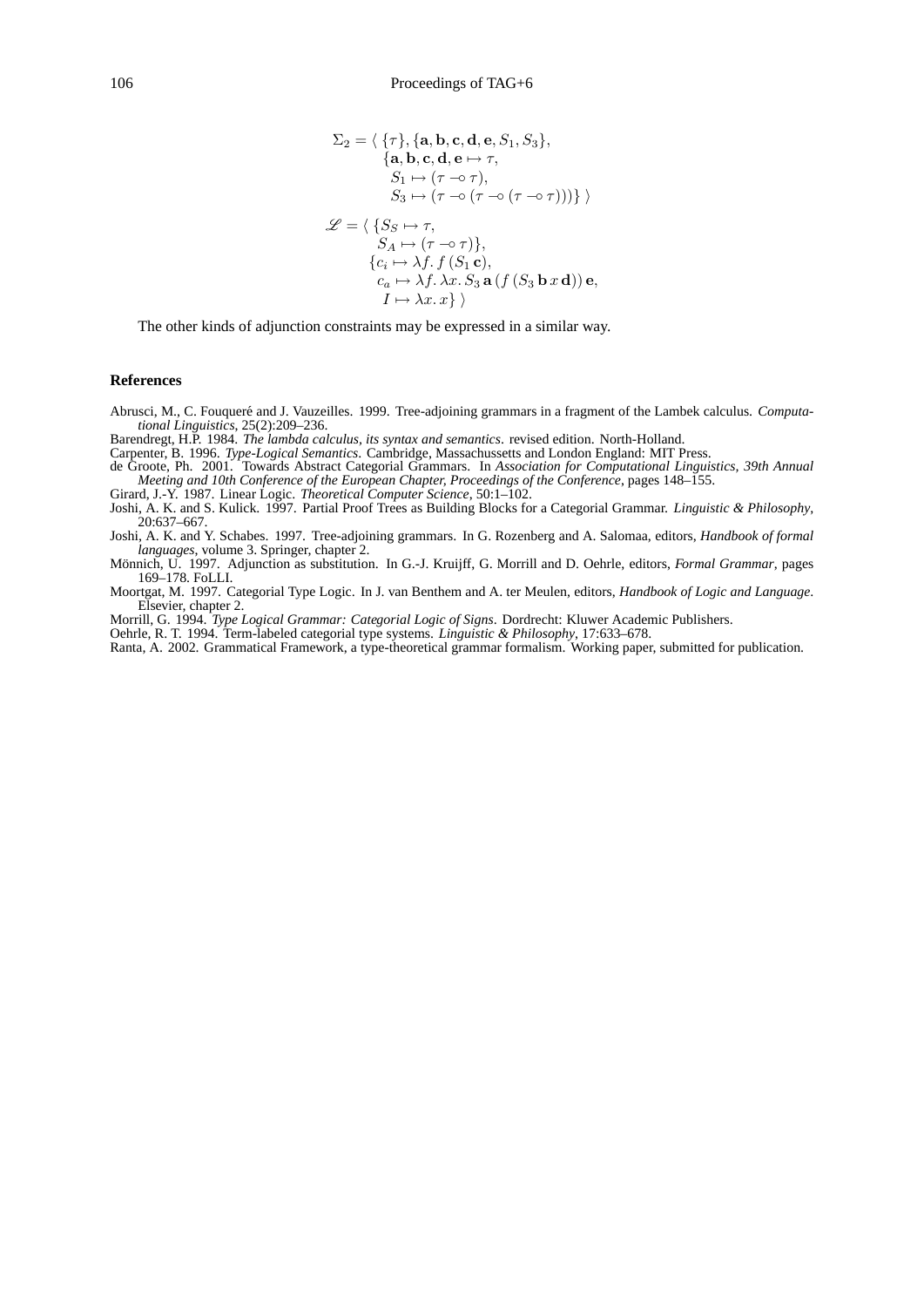$$
\begin{aligned}
\Sigma_2 = \langle\ & \{\tau\}, \{\mathbf{a}, \mathbf{b}, \mathbf{c}, \mathbf{d}, \mathbf{e}, S_1, S_3\}, \\
& \{\mathbf{a}, \mathbf{b}, \mathbf{c}, \mathbf{d}, \mathbf{e} \mapsto \tau, \\
& \quad S_1 \mapsto (\tau \multimap \tau), \\
& \quad S_3 \mapsto (\tau \multimap (\tau \multimap (\tau \multimap \tau)))\}\ \rangle
\end{aligned}
$$

$$
\begin{aligned}
\mathscr{L} = \langle\ & \{S_S \mapsto \tau, \\
& \quad S_A \mapsto (\tau \multimap \tau)\}, \\
& \{c_i \mapsto \lambda f.\, f\,(S_1\,\mathbf{c}), \\
& \quad c_a \mapsto \lambda f.\, \lambda x.\, S_3\,\mathbf{a}\,(f\,(S_3\,\mathbf{b}\,x\,\mathbf{d}))\,\mathbf{e}, \\
& \quad I \mapsto \lambda x.\, x\}\ \rangle
\end{aligned}
$$

The other kinds of adjunction constraints may be expressed in a similar way.

## References

Abrusci, M., C. Fouqueré and J. Vauzeilles. 1999. Tree-adjoining grammars in a fragment of the Lambek calculus. *Computational Linguistics*, 25(2):209–236.

Barendregt, H.P. 1984. *The lambda calculus, its syntax and semantics*. revised edition. North-Holland.

Carpenter, B. 1996. *Type-Logical Semantics*. Cambridge, Massachussetts and London England: MIT Press.

de Groote, Ph. 2001. Towards Abstract Categorial Grammars. In *Association for Computational Linguistics, 39th Annual Meeting and 10th Conference of the European Chapter, Proceedings of the Conference*, pages 148–155.

Girard, J.-Y. 1987. Linear Logic. *Theoretical Computer Science*, 50:1–102.

Joshi, A. K. and S. Kulick. 1997. Partial Proof Trees as Building Blocks for a Categorial Grammar. *Linguistic & Philosophy*, 20:637–667.

Joshi, A. K. and Y. Schabes. 1997. Tree-adjoining grammars. In G. Rozenberg and A. Salomaa, editors, *Handbook of formal languages*, volume 3. Springer, chapter 2.

Mönnich, U. 1997. Adjunction as substitution. In G.-J. Kruijff, G. Morrill and D. Oehrle, editors, *Formal Grammar*, pages 169–178. FoLLI.

Moortgat, M. 1997. Categorial Type Logic. In J. van Benthem and A. ter Meulen, editors, *Handbook of Logic and Language*. Elsevier, chapter 2.

Morrill, G. 1994. *Type Logical Grammar: Categorial Logic of Signs*. Dordrecht: Kluwer Academic Publishers.

Oehrle, R. T. 1994. Term-labeled categorial type systems. *Linguistic & Philosophy*, 17:633–678.

Ranta, A. 2002. Grammatical Framework, a type-theoretical grammar formalism. Working paper, submitted for publication.